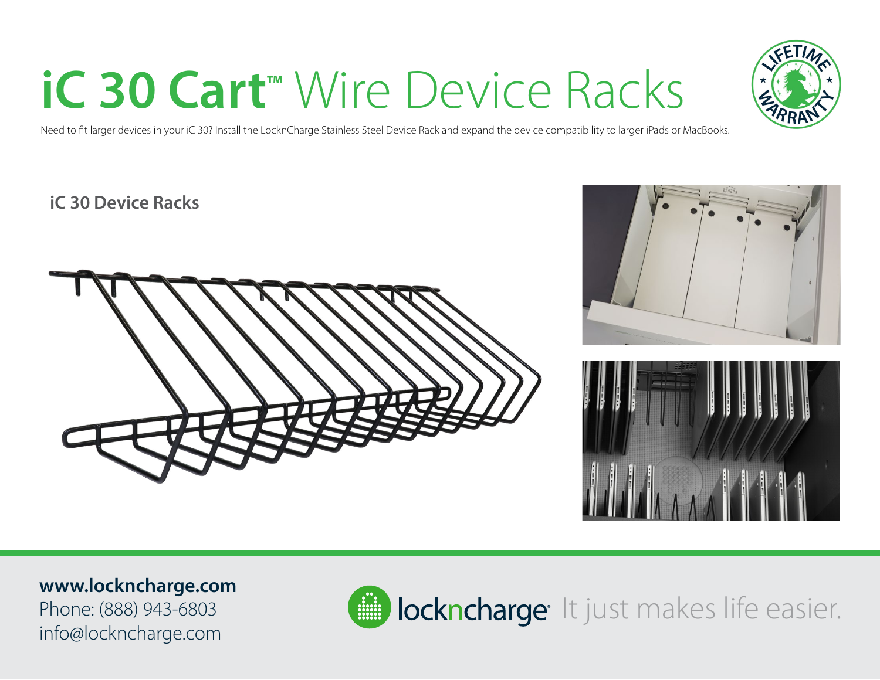# iC 30 Cart™ Wire Device Racks

Need to fit larger devices in your iC 30? Install the LocknCharge Stainless Steel Device Rack and expand the device compatibility to larger iPads or MacBooks.

## iC 30 Device Racks

**www.lockncharge.com**
Phone: (888) 943-6803
info@lockncharge.com

lockncharge It just makes life easier.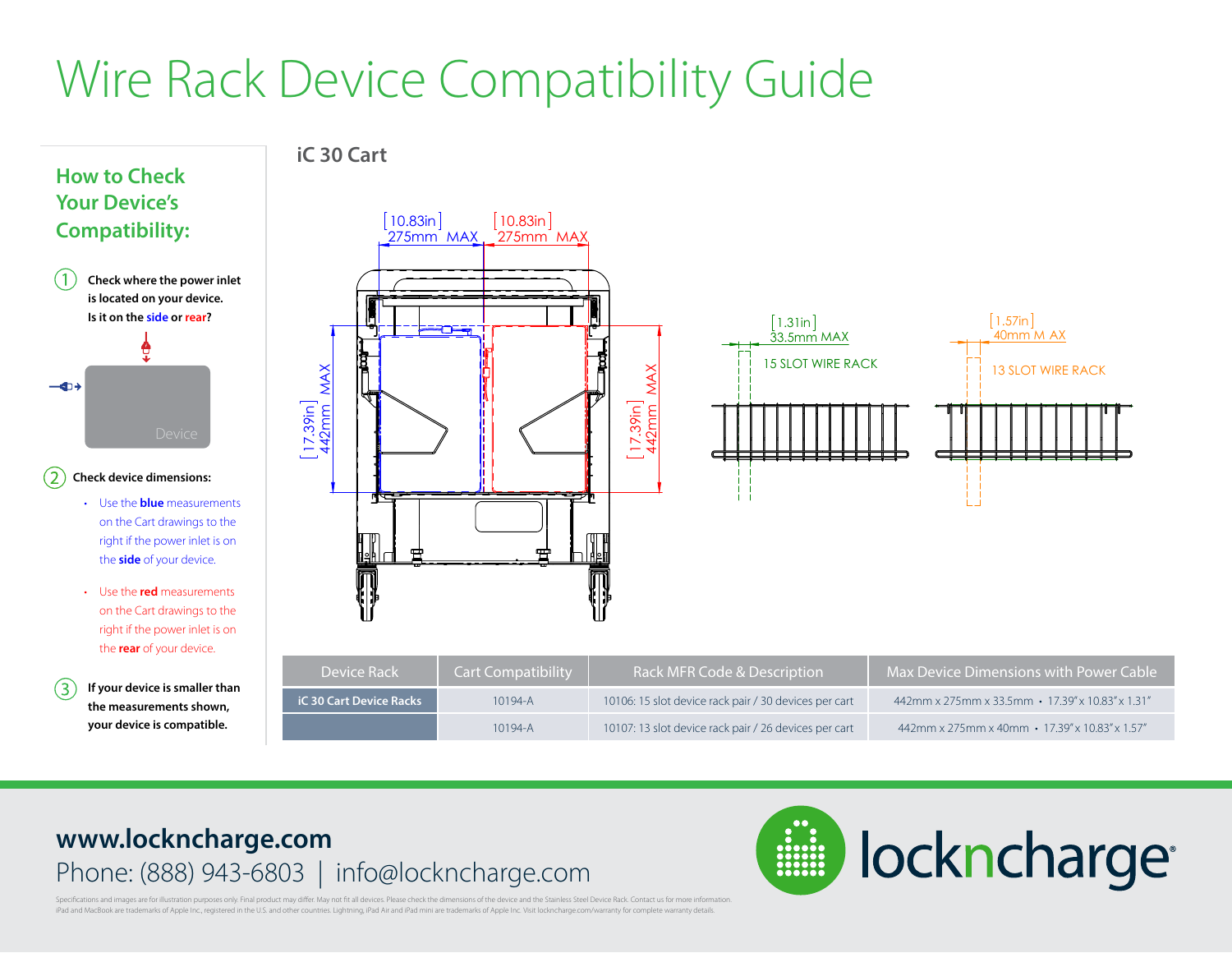# Wire Rack Device Compatibility Guide

## How to Check Your Device's Compatibility:

1. **Check where the power inlet is located on your device. Is it on the side or rear?**

Device

2. **Check device dimensions:**
   - Use the **blue** measurements on the Cart drawings to the right if the power inlet is on the **side** of your device.
   - Use the **red** measurements on the Cart drawings to the right if the power inlet is on the **rear** of your device.

3. **If your device is smaller than the measurements shown, your device is compatible.**

## iC 30 Cart

[10.83in]
275mm MAX

[10.83in]
275mm MAX

[17.39in]
442mm MAX

[17.39in]
442mm MAX

[1.31in]
33.5mm MAX

15 SLOT WIRE RACK

[1.57in]
40mm MAX

13 SLOT WIRE RACK

| Device Rack | Cart Compatibility | Rack MFR Code & Description | Max Device Dimensions with Power Cable |
|---|---|---|---|
| **iC 30 Cart Device Racks** | 10194-A | 10106: 15 slot device rack pair / 30 devices per cart | 442mm x 275mm x 33.5mm • 17.39" x 10.83" x 1.31" |
| | 10194-A | 10107: 13 slot device rack pair / 26 devices per cart | 442mm x 275mm x 40mm • 17.39" x 10.83" x 1.57" |

**www.lockncharge.com**

Phone: (888) 943-6803 | info@lockncharge.com

lockncharge®

Specifications and images are for illustration purposes only. Final product may differ. May not fit all devices. Please check the dimensions of the device and the Stainless Steel Device Rack. Contact us for more information. iPad and MacBook are trademarks of Apple Inc., registered in the U.S. and other countries. Lightning, iPad Air and iPad mini are trademarks of Apple Inc. Visit lockncharge.com/warranty for complete warranty details.